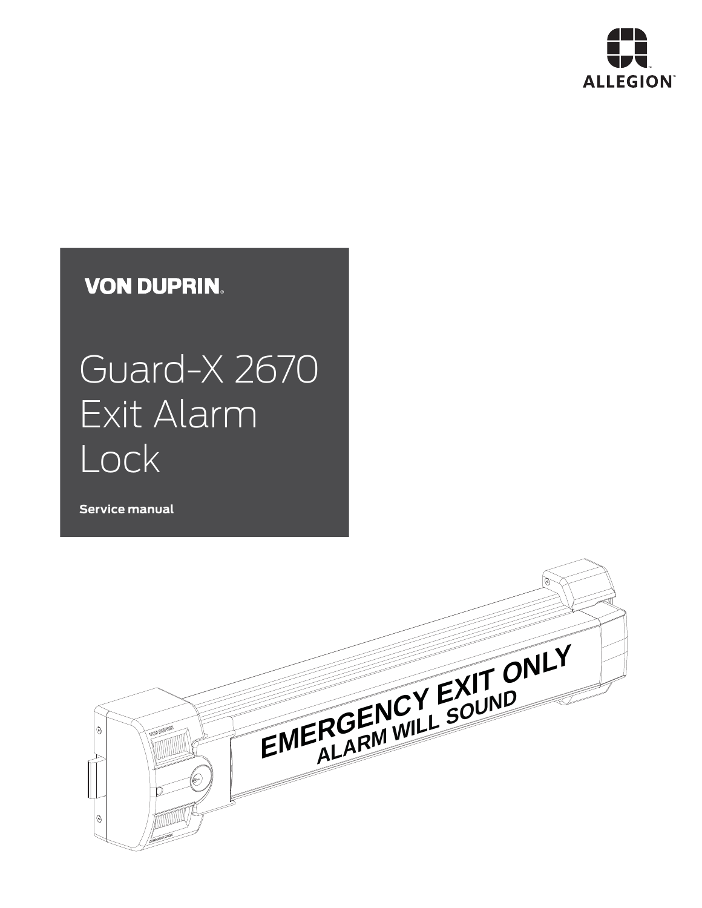ALLEGION

VON DUPRIN

# Guard-X 2670 Exit Alarm Lock

**Service manual**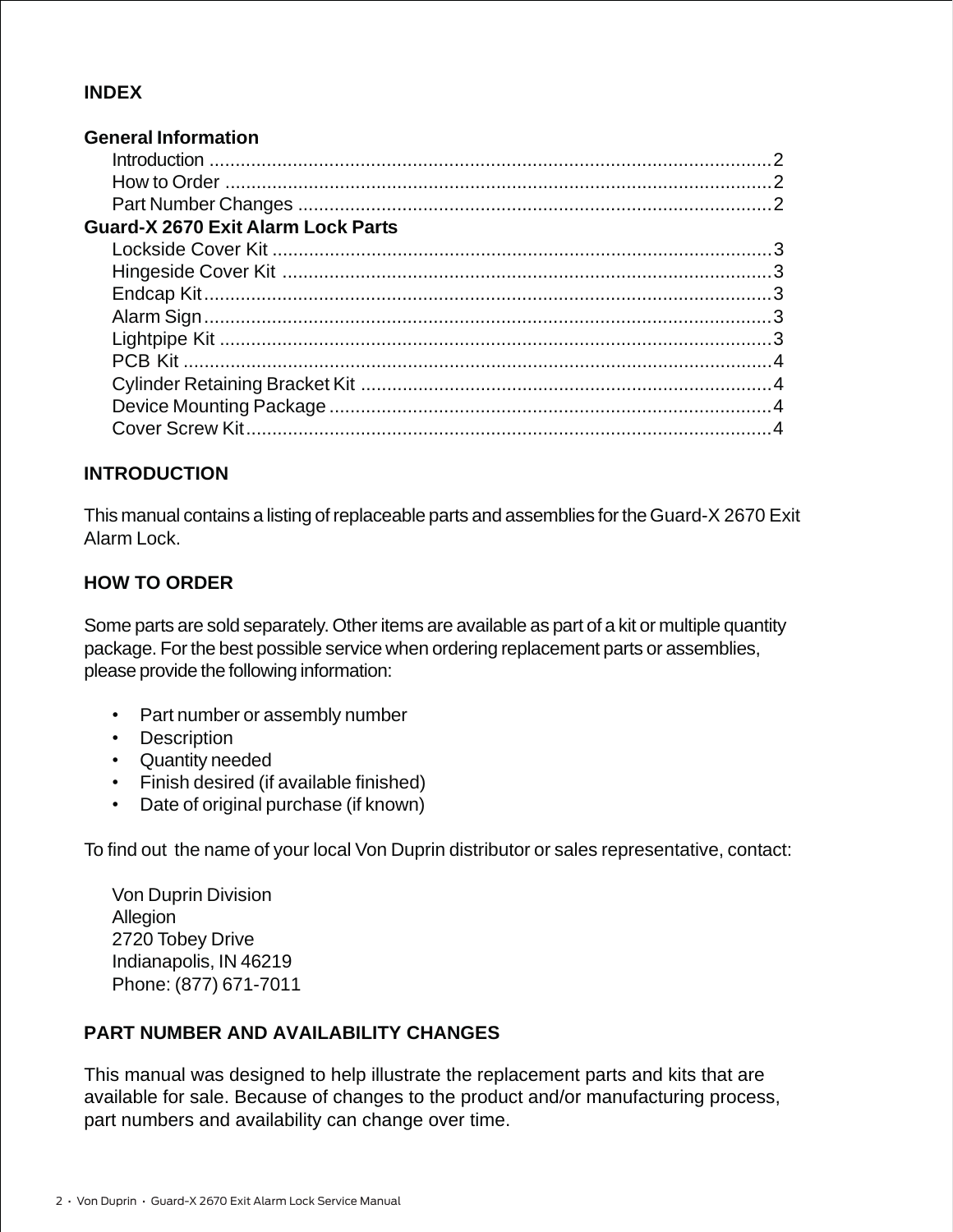## INDEX

### General Information

- Introduction ....................................................................................................2
- How to Order ..................................................................................................2
- Part Number Changes ....................................................................................2

### Guard-X 2670 Exit Alarm Lock Parts

- Lockside Cover Kit ..........................................................................................3
- Hingeside Cover Kit .......................................................................................3
- Endcap Kit.......................................................................................................3
- Alarm Sign.......................................................................................................3
- Lightpipe Kit ....................................................................................................3
- PCB Kit ...........................................................................................................4
- Cylinder Retaining Bracket Kit .........................................................................4
- Device Mounting Package ...............................................................................4
- Cover Screw Kit...............................................................................................4

## INTRODUCTION

This manual contains a listing of replaceable parts and assemblies for the Guard-X 2670 Exit Alarm Lock.

## HOW TO ORDER

Some parts are sold separately. Other items are available as part of a kit or multiple quantity package. For the best possible service when ordering replacement parts or assemblies, please provide the following information:

- Part number or assembly number
- Description
- Quantity needed
- Finish desired (if available finished)
- Date of original purchase (if known)

To find out the name of your local Von Duprin distributor or sales representative, contact:

Von Duprin Division
Allegion
2720 Tobey Drive
Indianapolis, IN 46219
Phone: (877) 671-7011

## PART NUMBER AND AVAILABILITY CHANGES

This manual was designed to help illustrate the replacement parts and kits that are available for sale. Because of changes to the product and/or manufacturing process, part numbers and availability can change over time.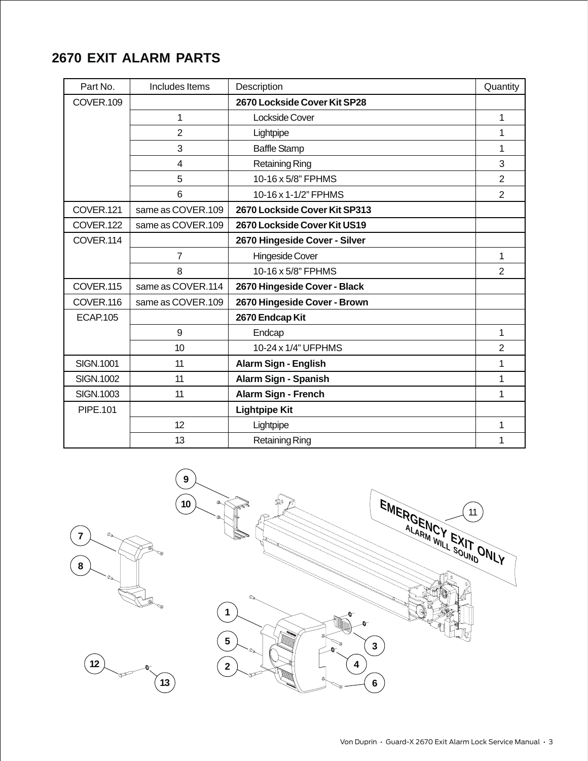## 2670 EXIT ALARM PARTS

| Part No. | Includes Items | Description | Quantity |
|---|---|---|---|
| COVER.109 | | **2670 Lockside Cover Kit SP28** | |
| | 1 | Lockside Cover | 1 |
| | 2 | Lightpipe | 1 |
| | 3 | Baffle Stamp | 1 |
| | 4 | Retaining Ring | 3 |
| | 5 | 10-16 x 5/8" FPHMS | 2 |
| | 6 | 10-16 x 1-1/2" FPHMS | 2 |
| COVER.121 | same as COVER.109 | **2670 Lockside Cover Kit SP313** | |
| COVER.122 | same as COVER.109 | **2670 Lockside Cover Kit US19** | |
| COVER.114 | | **2670 Hingeside Cover - Silver** | |
| | 7 | Hingeside Cover | 1 |
| | 8 | 10-16 x 5/8" FPHMS | 2 |
| COVER.115 | same as COVER.114 | **2670 Hingeside Cover - Black** | |
| COVER.116 | same as COVER.109 | **2670 Hingeside Cover - Brown** | |
| ECAP.105 | | **2670 Endcap Kit** | |
| | 9 | Endcap | 1 |
| | 10 | 10-24 x 1/4" UFPHMS | 2 |
| SIGN.1001 | 11 | **Alarm Sign - English** | 1 |
| SIGN.1002 | 11 | **Alarm Sign - Spanish** | 1 |
| SIGN.1003 | 11 | **Alarm Sign - French** | 1 |
| PIPE.101 | | **Lightpipe Kit** | |
| | 12 | Lightpipe | 1 |
| | 13 | Retaining Ring | 1 |

9
10
7
8
11
EMERGENCY EXIT ONLY
ALARM WILL SOUND
1
5
2
3
4
6
12
13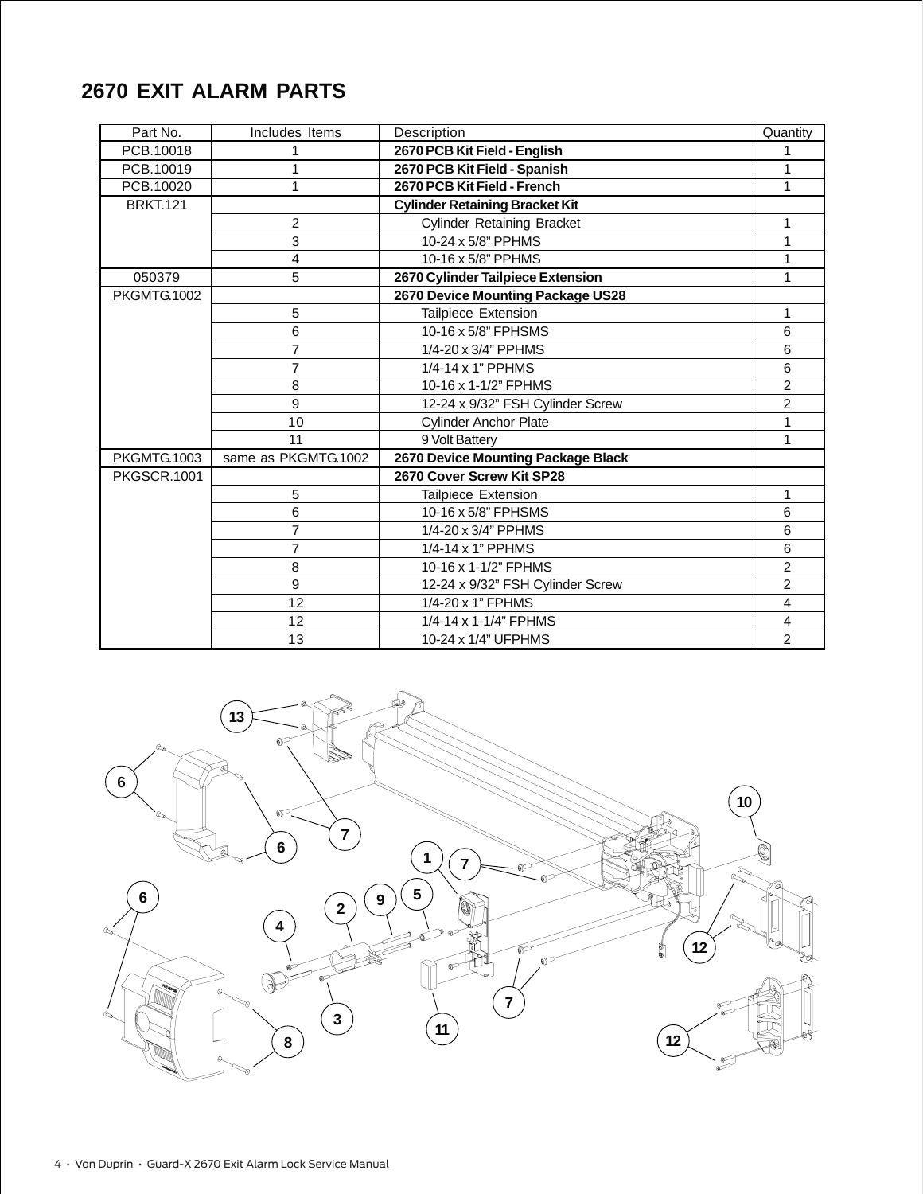## 2670 EXIT ALARM PARTS

| Part No. | Includes Items | Description | Quantity |
|---|---|---|---|
| PCB.10018 | 1 | **2670 PCB Kit Field - English** | 1 |
| PCB.10019 | 1 | **2670 PCB Kit Field - Spanish** | 1 |
| PCB.10020 | 1 | **2670 PCB Kit Field - French** | 1 |
| BRKT.121 | | **Cylinder Retaining Bracket Kit** | |
| | 2 | Cylinder Retaining Bracket | 1 |
| | 3 | 10-24 x 5/8" PPHMS | 1 |
| | 4 | 10-16 x 5/8" PPHMS | 1 |
| 050379 | 5 | **2670 Cylinder Tailpiece Extension** | 1 |
| PKGMTG.1002 | | **2670 Device Mounting Package US28** | |
| | 5 | Tailpiece Extension | 1 |
| | 6 | 10-16 x 5/8" FPHSMS | 6 |
| | 7 | 1/4-20 x 3/4" PPHMS | 6 |
| | 7 | 1/4-14 x 1" PPHMS | 6 |
| | 8 | 10-16 x 1-1/2" FPHMS | 2 |
| | 9 | 12-24 x 9/32" FSH Cylinder Screw | 2 |
| | 10 | Cylinder Anchor Plate | 1 |
| | 11 | 9 Volt Battery | 1 |
| PKGMTG.1003 | same as PKGMTG.1002 | **2670 Device Mounting Package Black** | |
| PKGSCR.1001 | | **2670 Cover Screw Kit SP28** | |
| | 5 | Tailpiece Extension | 1 |
| | 6 | 10-16 x 5/8" FPHSMS | 6 |
| | 7 | 1/4-20 x 3/4" PPHMS | 6 |
| | 7 | 1/4-14 x 1" PPHMS | 6 |
| | 8 | 10-16 x 1-1/2" FPHMS | 2 |
| | 9 | 12-24 x 9/32" FSH Cylinder Screw | 2 |
| | 12 | 1/4-20 x 1" FPHMS | 4 |
| | 12 | 1/4-14 x 1-1/4" FPHMS | 4 |
| | 13 | 10-24 x 1/4" UFPHMS | 2 |

13
6
10
7
6
1
7
6
9
5
2
4
12
7
3
11
8
12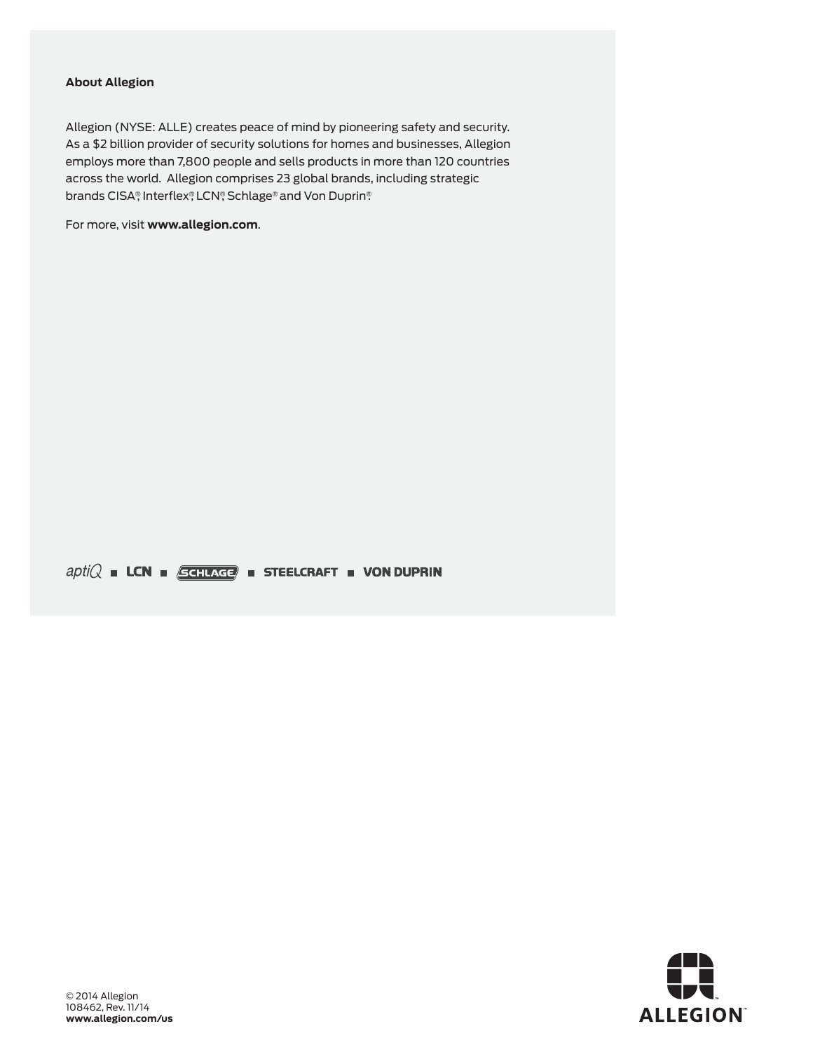**About Allegion**

Allegion (NYSE: ALLE) creates peace of mind by pioneering safety and security. As a $2 billion provider of security solutions for homes and businesses, Allegion employs more than 7,800 people and sells products in more than 120 countries across the world. Allegion comprises 23 global brands, including strategic brands CISA®, Interflex®, LCN®, Schlage® and Von Duprin®.

For more, visit **www.allegion.com**.

aptiQ ■ LCN ■ SCHLAGE ■ STEELCRAFT ■ VON DUPRIN

© 2014 Allegion
108462, Rev. 11/14
**www.allegion.com/us**

ALLEGION™